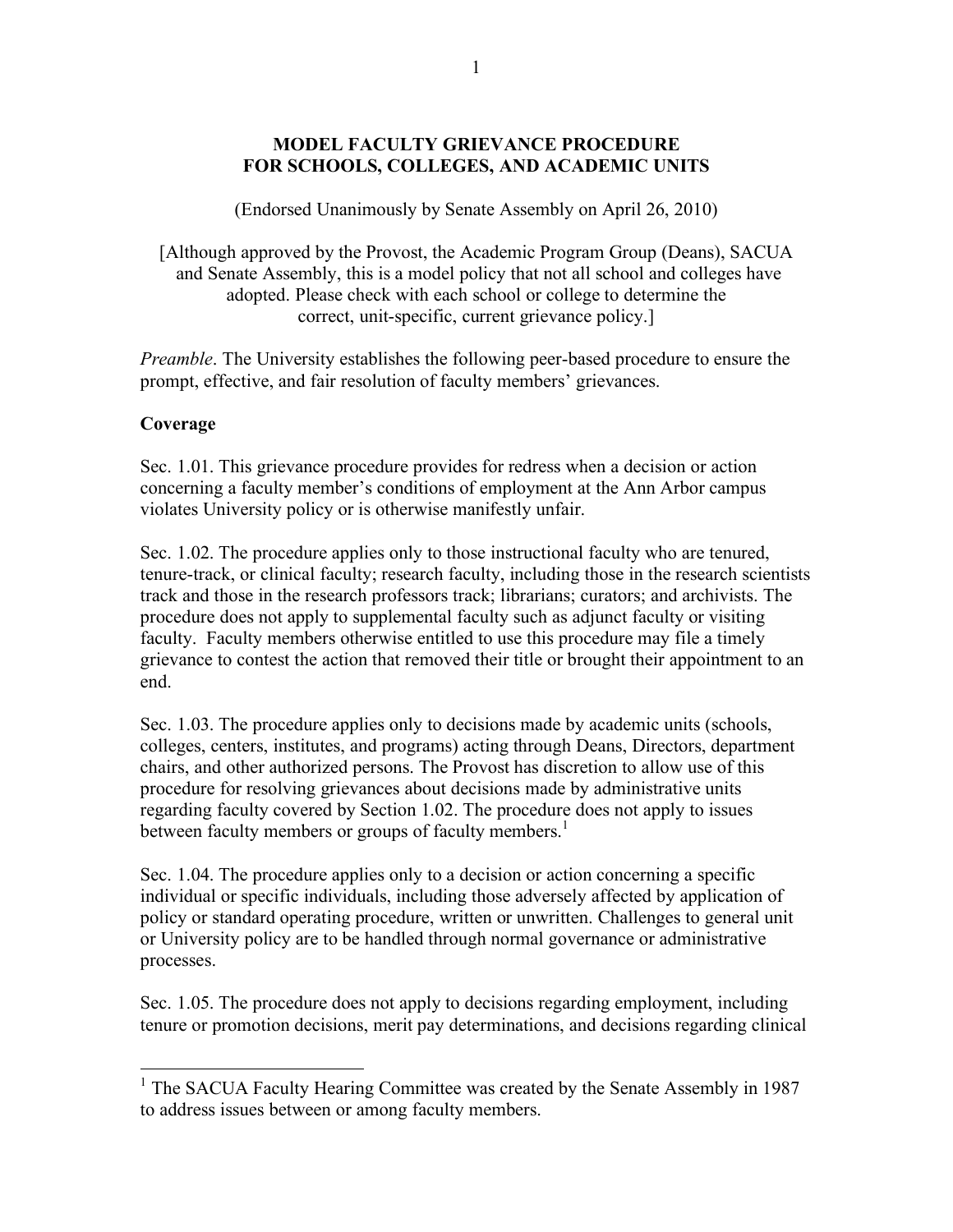# MODEL FACULTY GRIEVANCE PROCEDURE FOR SCHOOLS, COLLEGES, AND ACADEMIC UNITS

(Endorsed Unanimously by Senate Assembly on April 26, 2010)

[Although approved by the Provost, the Academic Program Group (Deans), SACUA and Senate Assembly, this is a model policy that not all school and colleges have adopted. Please check with each school or college to determine the correct, unit-specific, current grievance policy.]

*Preamble*. The University establishes the following peer-based procedure to ensure the prompt, effective, and fair resolution of faculty members' grievances.

## Coverage

Sec. 1.01. This grievance procedure provides for redress when a decision or action concerning a faculty member's conditions of employment at the Ann Arbor campus violates University policy or is otherwise manifestly unfair.

Sec. 1.02. The procedure applies only to those instructional faculty who are tenured, tenure-track, or clinical faculty; research faculty, including those in the research scientists track and those in the research professors track; librarians; curators; and archivists. The procedure does not apply to supplemental faculty such as adjunct faculty or visiting faculty. Faculty members otherwise entitled to use this procedure may file a timely grievance to contest the action that removed their title or brought their appointment to an end.

Sec. 1.03. The procedure applies only to decisions made by academic units (schools, colleges, centers, institutes, and programs) acting through Deans, Directors, department chairs, and other authorized persons. The Provost has discretion to allow use of this procedure for resolving grievances about decisions made by administrative units regarding faculty covered by Section 1.02. The procedure does not apply to issues between faculty members or groups of faculty members.[1]

Sec. 1.04. The procedure applies only to a decision or action concerning a specific individual or specific individuals, including those adversely affected by application of policy or standard operating procedure, written or unwritten. Challenges to general unit or University policy are to be handled through normal governance or administrative processes.

Sec. 1.05. The procedure does not apply to decisions regarding employment, including tenure or promotion decisions, merit pay determinations, and decisions regarding clinical

---

[1] The SACUA Faculty Hearing Committee was created by the Senate Assembly in 1987 to address issues between or among faculty members.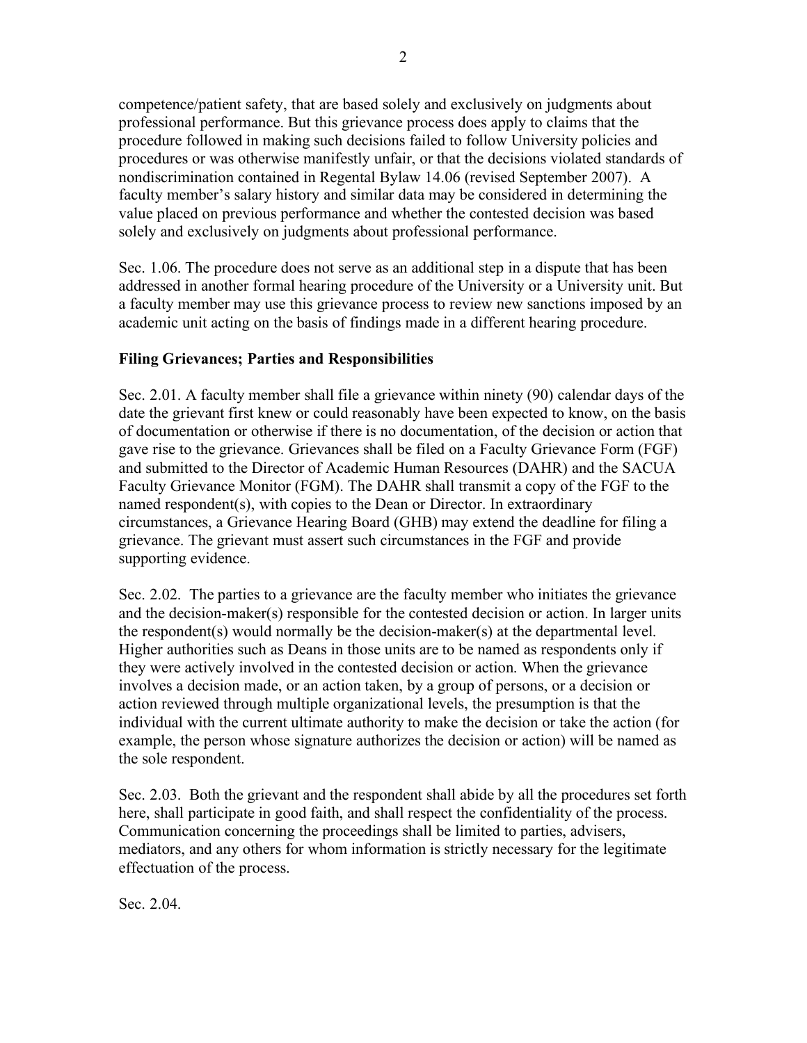competence/patient safety, that are based solely and exclusively on judgments about professional performance. But this grievance process does apply to claims that the procedure followed in making such decisions failed to follow University policies and procedures or was otherwise manifestly unfair, or that the decisions violated standards of nondiscrimination contained in Regental Bylaw 14.06 (revised September 2007). A faculty member's salary history and similar data may be considered in determining the value placed on previous performance and whether the contested decision was based solely and exclusively on judgments about professional performance.

Sec. 1.06. The procedure does not serve as an additional step in a dispute that has been addressed in another formal hearing procedure of the University or a University unit. But a faculty member may use this grievance process to review new sanctions imposed by an academic unit acting on the basis of findings made in a different hearing procedure.

**Filing Grievances; Parties and Responsibilities**

Sec. 2.01. A faculty member shall file a grievance within ninety (90) calendar days of the date the grievant first knew or could reasonably have been expected to know, on the basis of documentation or otherwise if there is no documentation, of the decision or action that gave rise to the grievance. Grievances shall be filed on a Faculty Grievance Form (FGF) and submitted to the Director of Academic Human Resources (DAHR) and the SACUA Faculty Grievance Monitor (FGM). The DAHR shall transmit a copy of the FGF to the named respondent(s), with copies to the Dean or Director. In extraordinary circumstances, a Grievance Hearing Board (GHB) may extend the deadline for filing a grievance. The grievant must assert such circumstances in the FGF and provide supporting evidence.

Sec. 2.02. The parties to a grievance are the faculty member who initiates the grievance and the decision-maker(s) responsible for the contested decision or action. In larger units the respondent(s) would normally be the decision-maker(s) at the departmental level. Higher authorities such as Deans in those units are to be named as respondents only if they were actively involved in the contested decision or action. When the grievance involves a decision made, or an action taken, by a group of persons, or a decision or action reviewed through multiple organizational levels, the presumption is that the individual with the current ultimate authority to make the decision or take the action (for example, the person whose signature authorizes the decision or action) will be named as the sole respondent.

Sec. 2.03. Both the grievant and the respondent shall abide by all the procedures set forth here, shall participate in good faith, and shall respect the confidentiality of the process. Communication concerning the proceedings shall be limited to parties, advisers, mediators, and any others for whom information is strictly necessary for the legitimate effectuation of the process.

Sec. 2.04.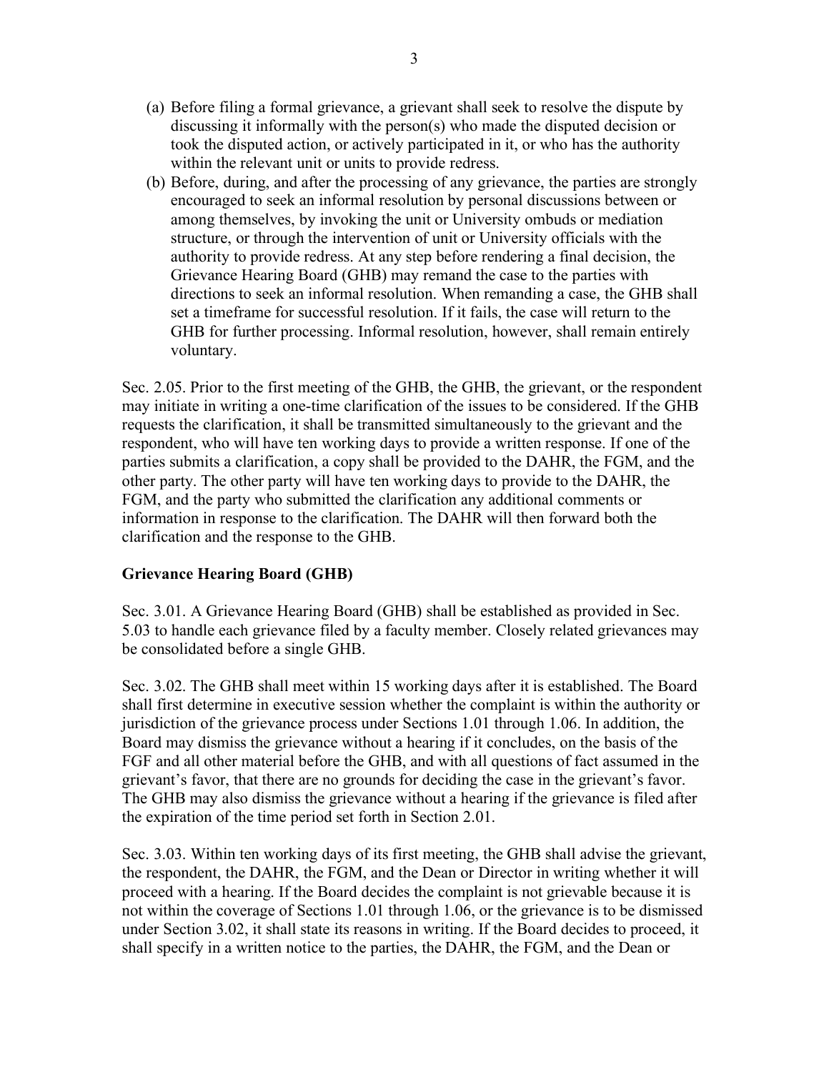(a) Before filing a formal grievance, a grievant shall seek to resolve the dispute by discussing it informally with the person(s) who made the disputed decision or took the disputed action, or actively participated in it, or who has the authority within the relevant unit or units to provide redress.

(b) Before, during, and after the processing of any grievance, the parties are strongly encouraged to seek an informal resolution by personal discussions between or among themselves, by invoking the unit or University ombuds or mediation structure, or through the intervention of unit or University officials with the authority to provide redress. At any step before rendering a final decision, the Grievance Hearing Board (GHB) may remand the case to the parties with directions to seek an informal resolution. When remanding a case, the GHB shall set a timeframe for successful resolution. If it fails, the case will return to the GHB for further processing. Informal resolution, however, shall remain entirely voluntary.

Sec. 2.05. Prior to the first meeting of the GHB, the GHB, the grievant, or the respondent may initiate in writing a one-time clarification of the issues to be considered. If the GHB requests the clarification, it shall be transmitted simultaneously to the grievant and the respondent, who will have ten working days to provide a written response. If one of the parties submits a clarification, a copy shall be provided to the DAHR, the FGM, and the other party. The other party will have ten working days to provide to the DAHR, the FGM, and the party who submitted the clarification any additional comments or information in response to the clarification. The DAHR will then forward both the clarification and the response to the GHB.

**Grievance Hearing Board (GHB)**

Sec. 3.01. A Grievance Hearing Board (GHB) shall be established as provided in Sec. 5.03 to handle each grievance filed by a faculty member. Closely related grievances may be consolidated before a single GHB.

Sec. 3.02. The GHB shall meet within 15 working days after it is established. The Board shall first determine in executive session whether the complaint is within the authority or jurisdiction of the grievance process under Sections 1.01 through 1.06. In addition, the Board may dismiss the grievance without a hearing if it concludes, on the basis of the FGF and all other material before the GHB, and with all questions of fact assumed in the grievant's favor, that there are no grounds for deciding the case in the grievant's favor. The GHB may also dismiss the grievance without a hearing if the grievance is filed after the expiration of the time period set forth in Section 2.01.

Sec. 3.03. Within ten working days of its first meeting, the GHB shall advise the grievant, the respondent, the DAHR, the FGM, and the Dean or Director in writing whether it will proceed with a hearing. If the Board decides the complaint is not grievable because it is not within the coverage of Sections 1.01 through 1.06, or the grievance is to be dismissed under Section 3.02, it shall state its reasons in writing. If the Board decides to proceed, it shall specify in a written notice to the parties, the DAHR, the FGM, and the Dean or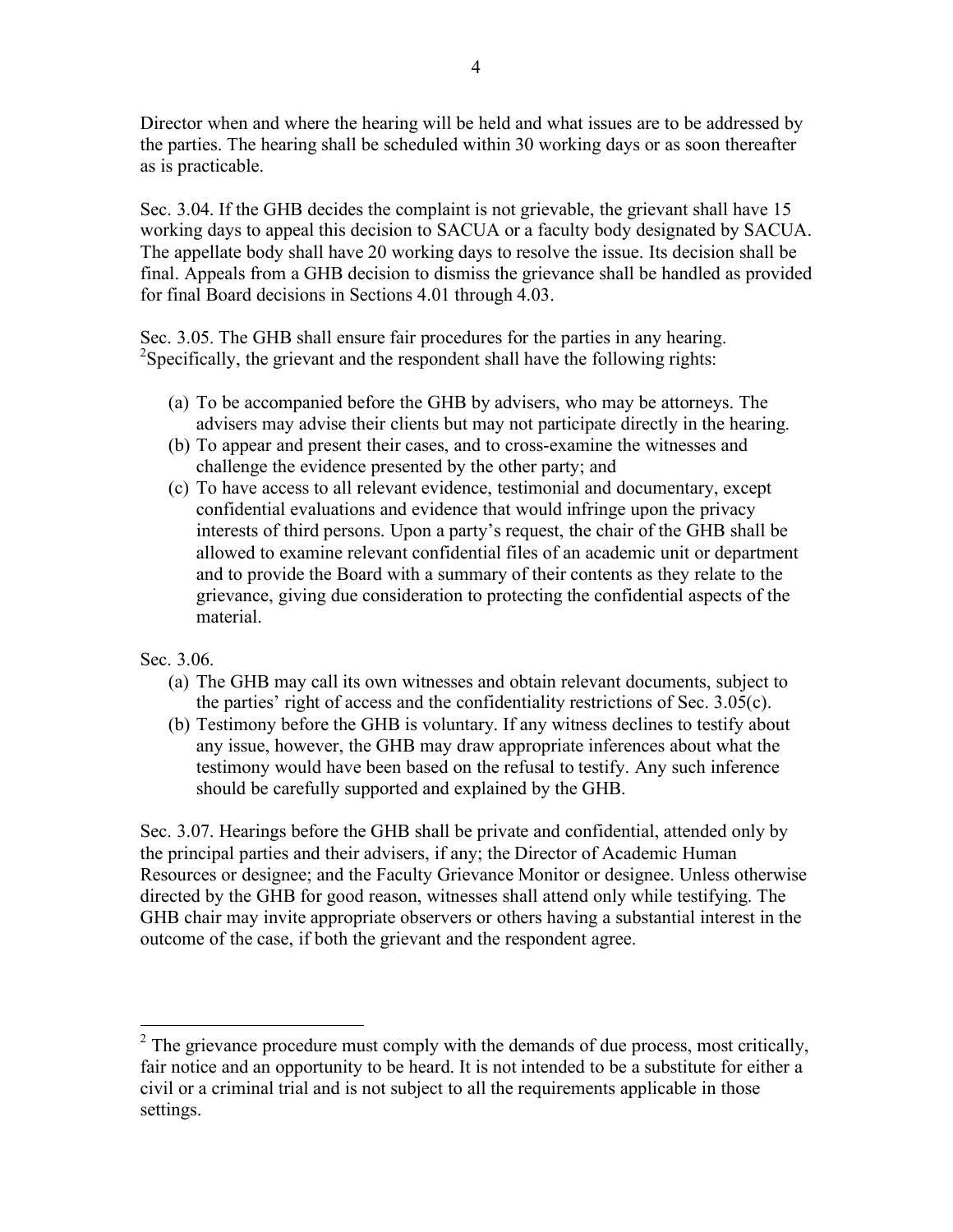Director when and where the hearing will be held and what issues are to be addressed by the parties. The hearing shall be scheduled within 30 working days or as soon thereafter as is practicable.

Sec. 3.04. If the GHB decides the complaint is not grievable, the grievant shall have 15 working days to appeal this decision to SACUA or a faculty body designated by SACUA. The appellate body shall have 20 working days to resolve the issue. Its decision shall be final. Appeals from a GHB decision to dismiss the grievance shall be handled as provided for final Board decisions in Sections 4.01 through 4.03.

Sec. 3.05. The GHB shall ensure fair procedures for the parties in any hearing. [2]Specifically, the grievant and the respondent shall have the following rights:

(a) To be accompanied before the GHB by advisers, who may be attorneys. The advisers may advise their clients but may not participate directly in the hearing.
(b) To appear and present their cases, and to cross-examine the witnesses and challenge the evidence presented by the other party; and
(c) To have access to all relevant evidence, testimonial and documentary, except confidential evaluations and evidence that would infringe upon the privacy interests of third persons. Upon a party's request, the chair of the GHB shall be allowed to examine relevant confidential files of an academic unit or department and to provide the Board with a summary of their contents as they relate to the grievance, giving due consideration to protecting the confidential aspects of the material.

Sec. 3.06.

(a) The GHB may call its own witnesses and obtain relevant documents, subject to the parties' right of access and the confidentiality restrictions of Sec. 3.05(c).
(b) Testimony before the GHB is voluntary. If any witness declines to testify about any issue, however, the GHB may draw appropriate inferences about what the testimony would have been based on the refusal to testify. Any such inference should be carefully supported and explained by the GHB.

Sec. 3.07. Hearings before the GHB shall be private and confidential, attended only by the principal parties and their advisers, if any; the Director of Academic Human Resources or designee; and the Faculty Grievance Monitor or designee. Unless otherwise directed by the GHB for good reason, witnesses shall attend only while testifying. The GHB chair may invite appropriate observers or others having a substantial interest in the outcome of the case, if both the grievant and the respondent agree.

---

[2] The grievance procedure must comply with the demands of due process, most critically, fair notice and an opportunity to be heard. It is not intended to be a substitute for either a civil or a criminal trial and is not subject to all the requirements applicable in those settings.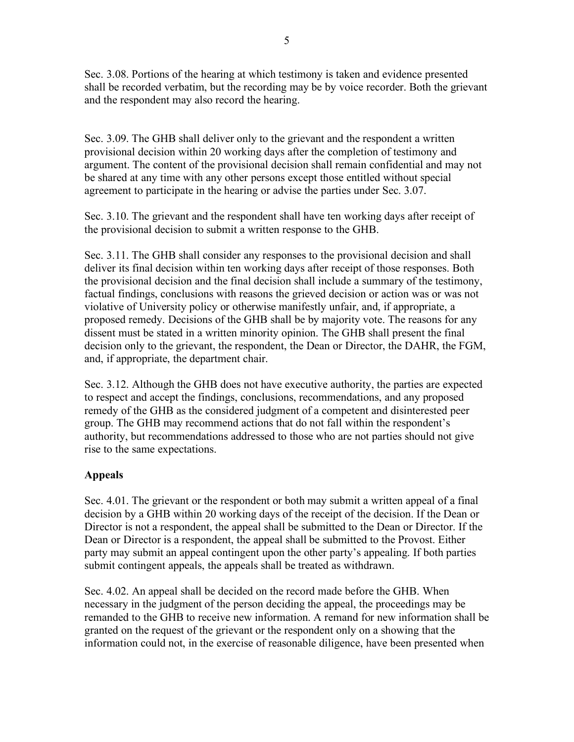Sec. 3.08. Portions of the hearing at which testimony is taken and evidence presented shall be recorded verbatim, but the recording may be by voice recorder. Both the grievant and the respondent may also record the hearing.

Sec. 3.09. The GHB shall deliver only to the grievant and the respondent a written provisional decision within 20 working days after the completion of testimony and argument. The content of the provisional decision shall remain confidential and may not be shared at any time with any other persons except those entitled without special agreement to participate in the hearing or advise the parties under Sec. 3.07.

Sec. 3.10. The grievant and the respondent shall have ten working days after receipt of the provisional decision to submit a written response to the GHB.

Sec. 3.11. The GHB shall consider any responses to the provisional decision and shall deliver its final decision within ten working days after receipt of those responses. Both the provisional decision and the final decision shall include a summary of the testimony, factual findings, conclusions with reasons the grieved decision or action was or was not violative of University policy or otherwise manifestly unfair, and, if appropriate, a proposed remedy. Decisions of the GHB shall be by majority vote. The reasons for any dissent must be stated in a written minority opinion. The GHB shall present the final decision only to the grievant, the respondent, the Dean or Director, the DAHR, the FGM, and, if appropriate, the department chair.

Sec. 3.12. Although the GHB does not have executive authority, the parties are expected to respect and accept the findings, conclusions, recommendations, and any proposed remedy of the GHB as the considered judgment of a competent and disinterested peer group. The GHB may recommend actions that do not fall within the respondent's authority, but recommendations addressed to those who are not parties should not give rise to the same expectations.

## Appeals

Sec. 4.01. The grievant or the respondent or both may submit a written appeal of a final decision by a GHB within 20 working days of the receipt of the decision. If the Dean or Director is not a respondent, the appeal shall be submitted to the Dean or Director. If the Dean or Director is a respondent, the appeal shall be submitted to the Provost. Either party may submit an appeal contingent upon the other party's appealing. If both parties submit contingent appeals, the appeals shall be treated as withdrawn.

Sec. 4.02. An appeal shall be decided on the record made before the GHB. When necessary in the judgment of the person deciding the appeal, the proceedings may be remanded to the GHB to receive new information. A remand for new information shall be granted on the request of the grievant or the respondent only on a showing that the information could not, in the exercise of reasonable diligence, have been presented when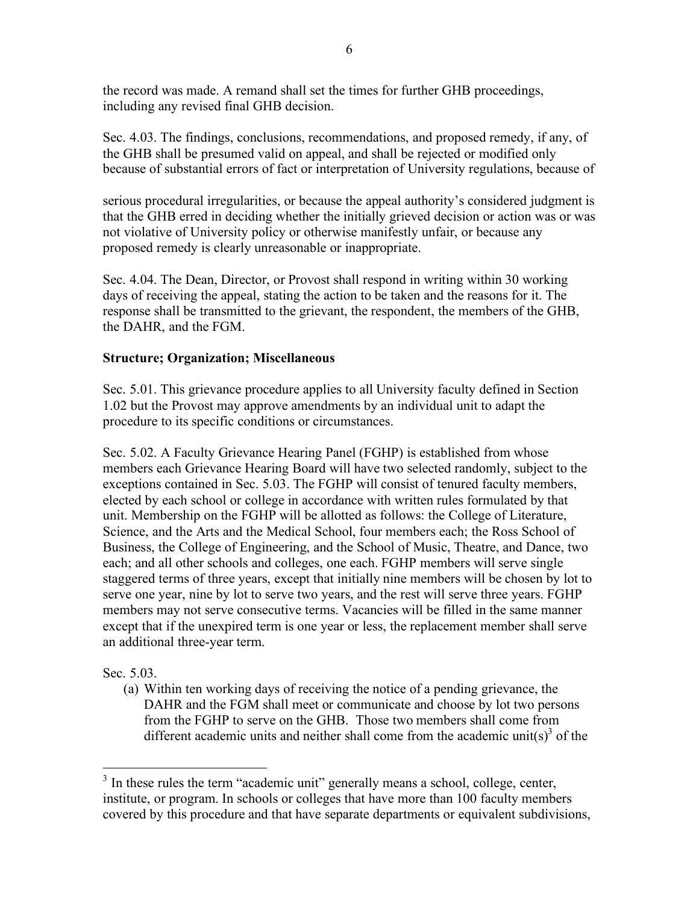the record was made. A remand shall set the times for further GHB proceedings, including any revised final GHB decision.

Sec. 4.03. The findings, conclusions, recommendations, and proposed remedy, if any, of the GHB shall be presumed valid on appeal, and shall be rejected or modified only because of substantial errors of fact or interpretation of University regulations, because of serious procedural irregularities, or because the appeal authority's considered judgment is that the GHB erred in deciding whether the initially grieved decision or action was or was not violative of University policy or otherwise manifestly unfair, or because any proposed remedy is clearly unreasonable or inappropriate.

Sec. 4.04. The Dean, Director, or Provost shall respond in writing within 30 working days of receiving the appeal, stating the action to be taken and the reasons for it. The response shall be transmitted to the grievant, the respondent, the members of the GHB, the DAHR, and the FGM.

**Structure; Organization; Miscellaneous**

Sec. 5.01. This grievance procedure applies to all University faculty defined in Section 1.02 but the Provost may approve amendments by an individual unit to adapt the procedure to its specific conditions or circumstances.

Sec. 5.02. A Faculty Grievance Hearing Panel (FGHP) is established from whose members each Grievance Hearing Board will have two selected randomly, subject to the exceptions contained in Sec. 5.03. The FGHP will consist of tenured faculty members, elected by each school or college in accordance with written rules formulated by that unit. Membership on the FGHP will be allotted as follows: the College of Literature, Science, and the Arts and the Medical School, four members each; the Ross School of Business, the College of Engineering, and the School of Music, Theatre, and Dance, two each; and all other schools and colleges, one each. FGHP members will serve single staggered terms of three years, except that initially nine members will be chosen by lot to serve one year, nine by lot to serve two years, and the rest will serve three years. FGHP members may not serve consecutive terms. Vacancies will be filled in the same manner except that if the unexpired term is one year or less, the replacement member shall serve an additional three-year term.

Sec. 5.03.

(a) Within ten working days of receiving the notice of a pending grievance, the DAHR and the FGM shall meet or communicate and choose by lot two persons from the FGHP to serve on the GHB. Those two members shall come from different academic units and neither shall come from the academic unit(s)[3] of the

[3] In these rules the term "academic unit" generally means a school, college, center, institute, or program. In schools or colleges that have more than 100 faculty members covered by this procedure and that have separate departments or equivalent subdivisions,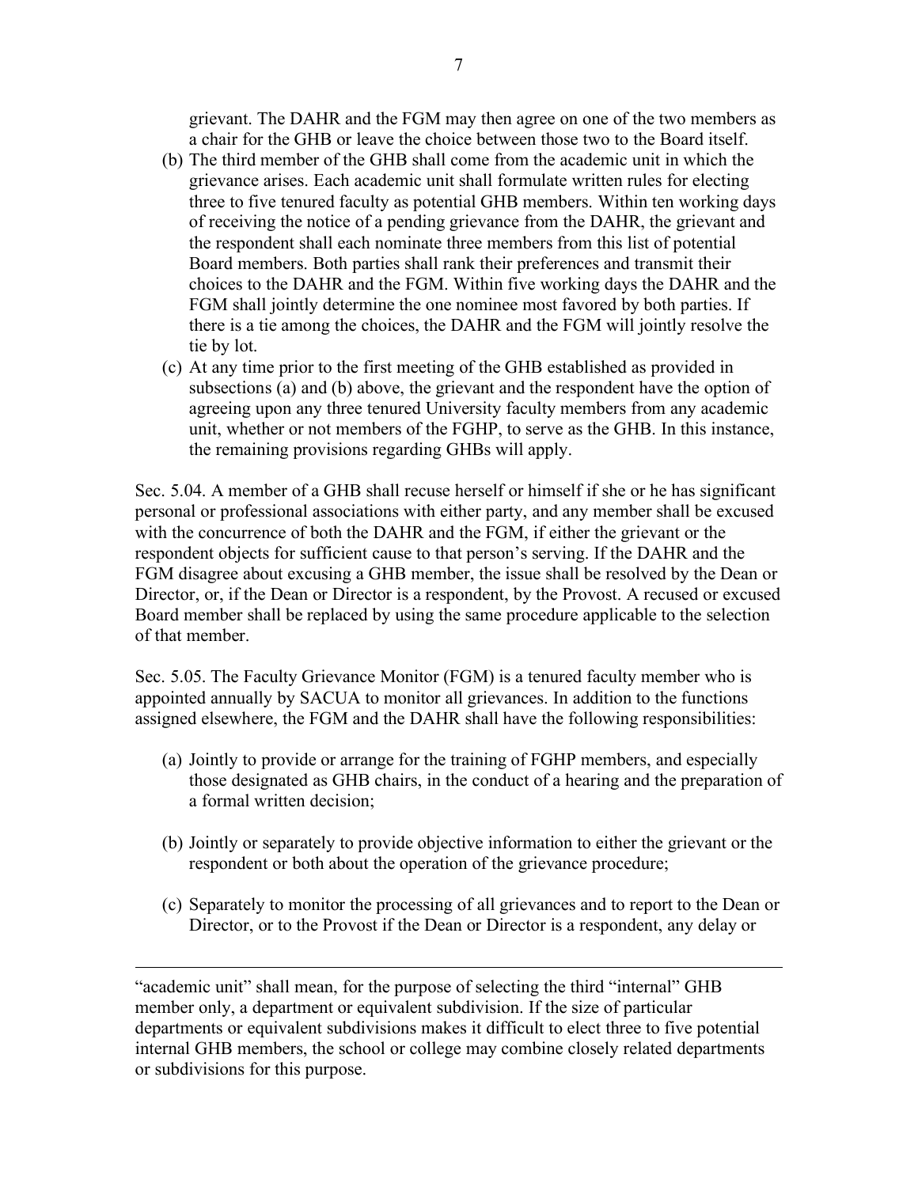grievant. The DAHR and the FGM may then agree on one of the two members as a chair for the GHB or leave the choice between those two to the Board itself.

(b) The third member of the GHB shall come from the academic unit in which the grievance arises. Each academic unit shall formulate written rules for electing three to five tenured faculty as potential GHB members. Within ten working days of receiving the notice of a pending grievance from the DAHR, the grievant and the respondent shall each nominate three members from this list of potential Board members. Both parties shall rank their preferences and transmit their choices to the DAHR and the FGM. Within five working days the DAHR and the FGM shall jointly determine the one nominee most favored by both parties. If there is a tie among the choices, the DAHR and the FGM will jointly resolve the tie by lot.

(c) At any time prior to the first meeting of the GHB established as provided in subsections (a) and (b) above, the grievant and the respondent have the option of agreeing upon any three tenured University faculty members from any academic unit, whether or not members of the FGHP, to serve as the GHB. In this instance, the remaining provisions regarding GHBs will apply.

Sec. 5.04. A member of a GHB shall recuse herself or himself if she or he has significant personal or professional associations with either party, and any member shall be excused with the concurrence of both the DAHR and the FGM, if either the grievant or the respondent objects for sufficient cause to that person's serving. If the DAHR and the FGM disagree about excusing a GHB member, the issue shall be resolved by the Dean or Director, or, if the Dean or Director is a respondent, by the Provost. A recused or excused Board member shall be replaced by using the same procedure applicable to the selection of that member.

Sec. 5.05. The Faculty Grievance Monitor (FGM) is a tenured faculty member who is appointed annually by SACUA to monitor all grievances. In addition to the functions assigned elsewhere, the FGM and the DAHR shall have the following responsibilities:

(a) Jointly to provide or arrange for the training of FGHP members, and especially those designated as GHB chairs, in the conduct of a hearing and the preparation of a formal written decision;

(b) Jointly or separately to provide objective information to either the grievant or the respondent or both about the operation of the grievance procedure;

(c) Separately to monitor the processing of all grievances and to report to the Dean or Director, or to the Provost if the Dean or Director is a respondent, any delay or

---

"academic unit" shall mean, for the purpose of selecting the third "internal" GHB member only, a department or equivalent subdivision. If the size of particular departments or equivalent subdivisions makes it difficult to elect three to five potential internal GHB members, the school or college may combine closely related departments or subdivisions for this purpose.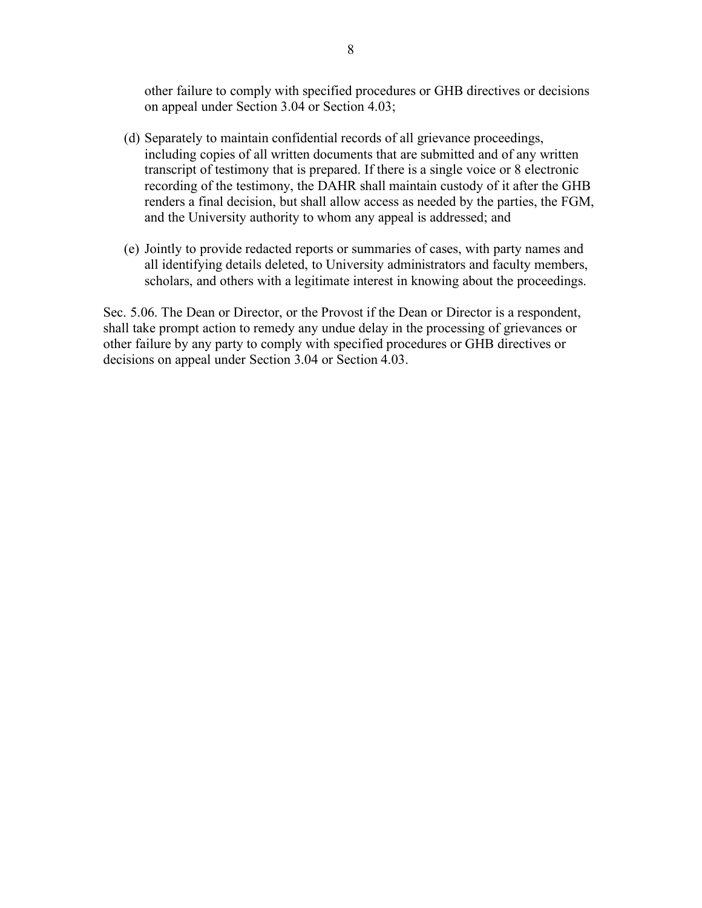other failure to comply with specified procedures or GHB directives or decisions on appeal under Section 3.04 or Section 4.03;

(d) Separately to maintain confidential records of all grievance proceedings, including copies of all written documents that are submitted and of any written transcript of testimony that is prepared. If there is a single voice or 8 electronic recording of the testimony, the DAHR shall maintain custody of it after the GHB renders a final decision, but shall allow access as needed by the parties, the FGM, and the University authority to whom any appeal is addressed; and

(e) Jointly to provide redacted reports or summaries of cases, with party names and all identifying details deleted, to University administrators and faculty members, scholars, and others with a legitimate interest in knowing about the proceedings.

Sec. 5.06. The Dean or Director, or the Provost if the Dean or Director is a respondent, shall take prompt action to remedy any undue delay in the processing of grievances or other failure by any party to comply with specified procedures or GHB directives or decisions on appeal under Section 3.04 or Section 4.03.